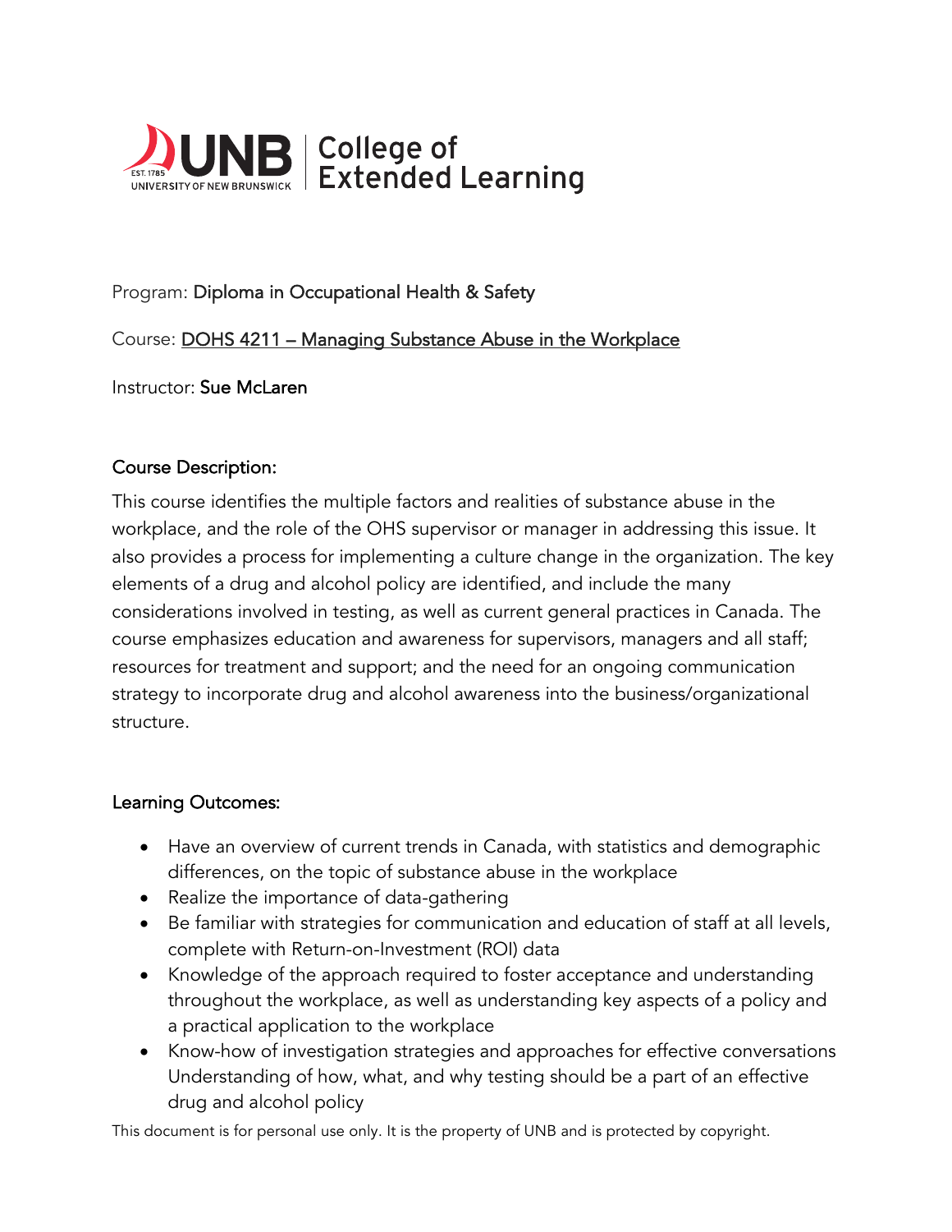UNB | College of Extended Learning

Program: **Diploma in Occupational Health & Safety**

Course: **DOHS 4211 – Managing Substance Abuse in the Workplace**

Instructor: **Sue McLaren**

## Course Description:

This course identifies the multiple factors and realities of substance abuse in the workplace, and the role of the OHS supervisor or manager in addressing this issue. It also provides a process for implementing a culture change in the organization. The key elements of a drug and alcohol policy are identified, and include the many considerations involved in testing, as well as current general practices in Canada. The course emphasizes education and awareness for supervisors, managers and all staff; resources for treatment and support; and the need for an ongoing communication strategy to incorporate drug and alcohol awareness into the business/organizational structure.

## Learning Outcomes:

- Have an overview of current trends in Canada, with statistics and demographic differences, on the topic of substance abuse in the workplace
- Realize the importance of data-gathering
- Be familiar with strategies for communication and education of staff at all levels, complete with Return-on-Investment (ROI) data
- Knowledge of the approach required to foster acceptance and understanding throughout the workplace, as well as understanding key aspects of a policy and a practical application to the workplace
- Know-how of investigation strategies and approaches for effective conversations Understanding of how, what, and why testing should be a part of an effective drug and alcohol policy

This document is for personal use only. It is the property of UNB and is protected by copyright.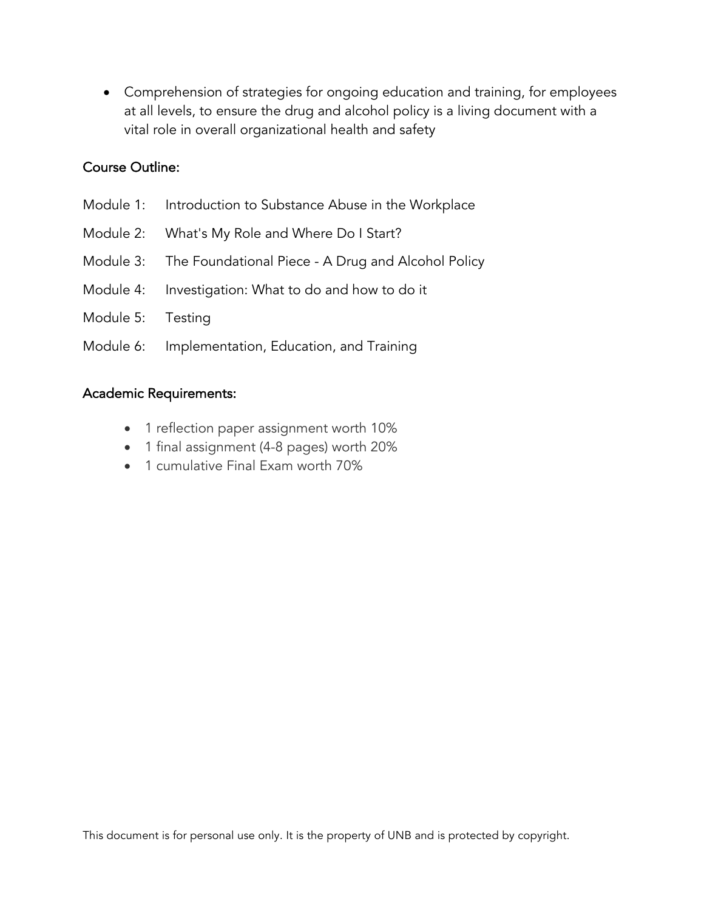- Comprehension of strategies for ongoing education and training, for employees at all levels, to ensure the drug and alcohol policy is a living document with a vital role in overall organizational health and safety

## Course Outline:

Module 1: Introduction to Substance Abuse in the Workplace

Module 2: What's My Role and Where Do I Start?

Module 3: The Foundational Piece - A Drug and Alcohol Policy

Module 4: Investigation: What to do and how to do it

Module 5: Testing

Module 6: Implementation, Education, and Training

## Academic Requirements:

- 1 reflection paper assignment worth 10%
- 1 final assignment (4-8 pages) worth 20%
- 1 cumulative Final Exam worth 70%

This document is for personal use only. It is the property of UNB and is protected by copyright.